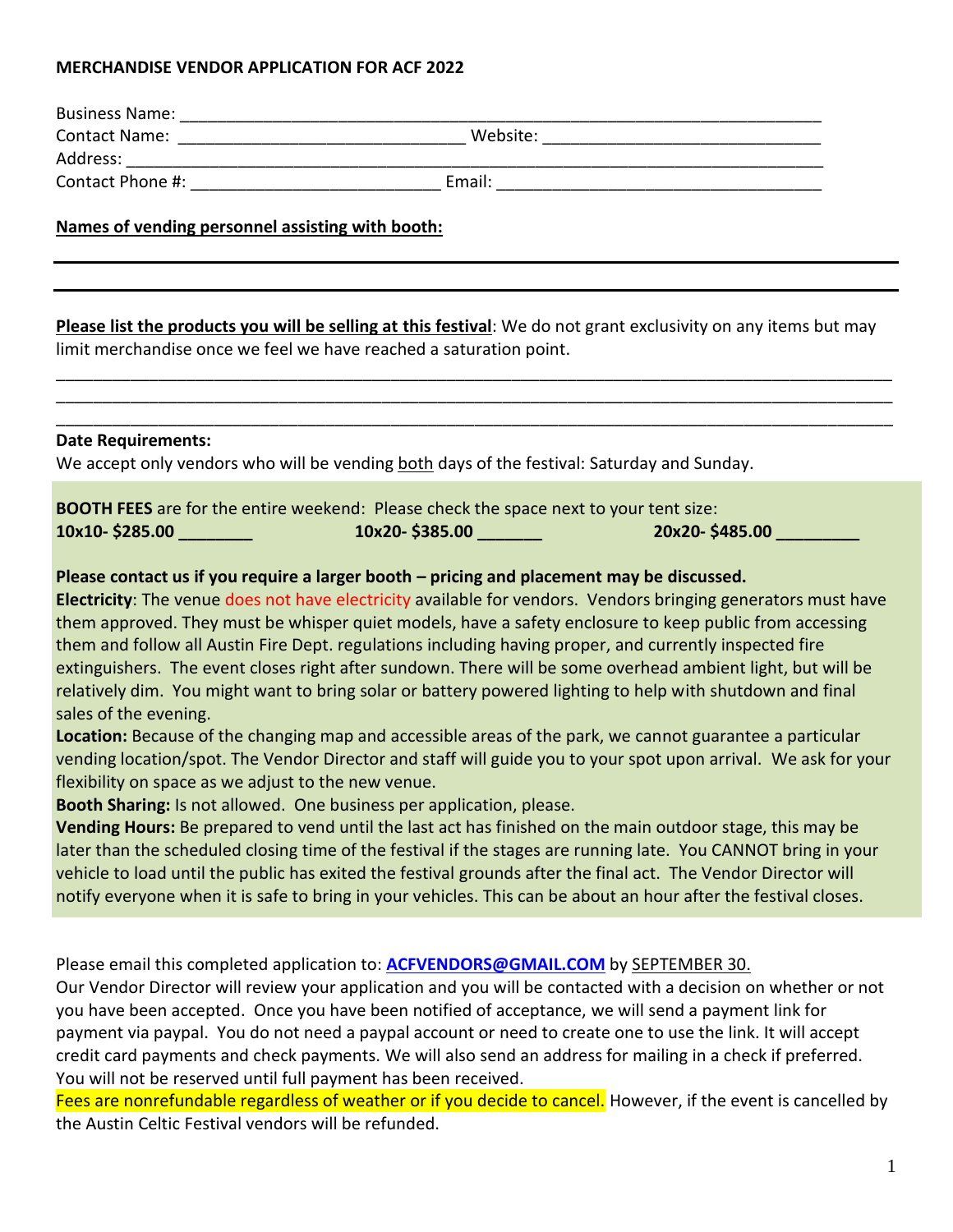**MERCHANDISE VENDOR APPLICATION FOR ACF 2022**

Business Name: ___________________________________________________________________________

Contact Name: _______________________________ Website: ______________________________

Address: ________________________________________________________________________________

Contact Phone #: ___________________________ Email: ___________________________________

**Names of vending personnel assisting with booth:**

________________________________________________________________________________________

________________________________________________________________________________________

**Please list the products you will be selling at this festival**: We do not grant exclusivity on any items but may limit merchandise once we feel we have reached a saturation point.

________________________________________________________________________________________

________________________________________________________________________________________

________________________________________________________________________________________

**Date Requirements:**

We accept only vendors who will be vending both days of the festival: Saturday and Sunday.

**BOOTH FEES** are for the entire weekend: Please check the space next to your tent size:

**10x10- $285.00 ________** **10x20- $385.00 _______** **20x20- $485.00 _________**

**Please contact us if you require a larger booth – pricing and placement may be discussed.**

**Electricity**: The venue does not have electricity available for vendors. Vendors bringing generators must have them approved. They must be whisper quiet models, have a safety enclosure to keep public from accessing them and follow all Austin Fire Dept. regulations including having proper, and currently inspected fire extinguishers. The event closes right after sundown. There will be some overhead ambient light, but will be relatively dim. You might want to bring solar or battery powered lighting to help with shutdown and final sales of the evening.

**Location:** Because of the changing map and accessible areas of the park, we cannot guarantee a particular vending location/spot. The Vendor Director and staff will guide you to your spot upon arrival. We ask for your flexibility on space as we adjust to the new venue.

**Booth Sharing:** Is not allowed. One business per application, please.

**Vending Hours:** Be prepared to vend until the last act has finished on the main outdoor stage, this may be later than the scheduled closing time of the festival if the stages are running late. You CANNOT bring in your vehicle to load until the public has exited the festival grounds after the final act. The Vendor Director will notify everyone when it is safe to bring in your vehicles. This can be about an hour after the festival closes.

Please email this completed application to: **ACFVENDORS@GMAIL.COM** by SEPTEMBER 30.

Our Vendor Director will review your application and you will be contacted with a decision on whether or not you have been accepted. Once you have been notified of acceptance, we will send a payment link for payment via paypal. You do not need a paypal account or need to create one to use the link. It will accept credit card payments and check payments. We will also send an address for mailing in a check if preferred. You will not be reserved until full payment has been received.

Fees are nonrefundable regardless of weather or if you decide to cancel. However, if the event is cancelled by the Austin Celtic Festival vendors will be refunded.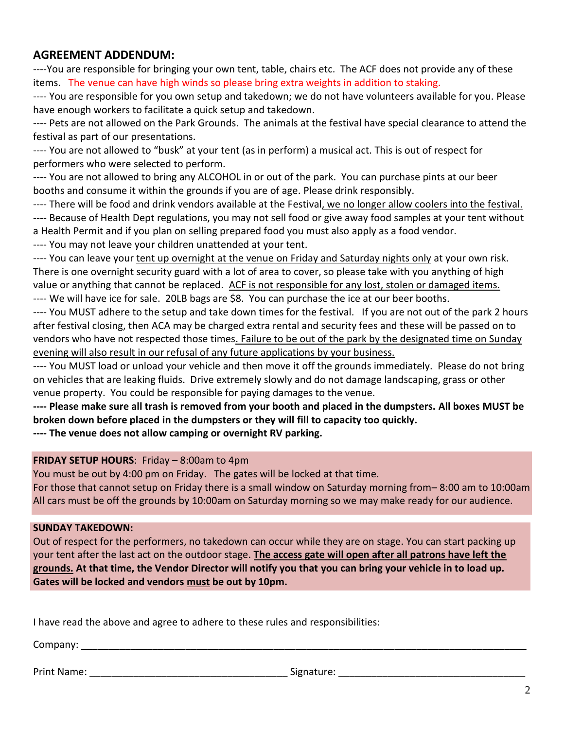## AGREEMENT ADDENDUM:

----You are responsible for bringing your own tent, table, chairs etc. The ACF does not provide any of these items. The venue can have high winds so please bring extra weights in addition to staking.

---- You are responsible for you own setup and takedown; we do not have volunteers available for you. Please have enough workers to facilitate a quick setup and takedown.

---- Pets are not allowed on the Park Grounds. The animals at the festival have special clearance to attend the festival as part of our presentations.

---- You are not allowed to "busk" at your tent (as in perform) a musical act. This is out of respect for performers who were selected to perform.

---- You are not allowed to bring any ALCOHOL in or out of the park. You can purchase pints at our beer booths and consume it within the grounds if you are of age. Please drink responsibly.

---- There will be food and drink vendors available at the Festival, we no longer allow coolers into the festival.

---- Because of Health Dept regulations, you may not sell food or give away food samples at your tent without a Health Permit and if you plan on selling prepared food you must also apply as a food vendor.

---- You may not leave your children unattended at your tent.

---- You can leave your tent up overnight at the venue on Friday and Saturday nights only at your own risk. There is one overnight security guard with a lot of area to cover, so please take with you anything of high value or anything that cannot be replaced. ACF is not responsible for any lost, stolen or damaged items.

---- We will have ice for sale. 20LB bags are $8. You can purchase the ice at our beer booths.

---- You MUST adhere to the setup and take down times for the festival. If you are not out of the park 2 hours after festival closing, then ACA may be charged extra rental and security fees and these will be passed on to vendors who have not respected those times. Failure to be out of the park by the designated time on Sunday evening will also result in our refusal of any future applications by your business.

---- You MUST load or unload your vehicle and then move it off the grounds immediately. Please do not bring on vehicles that are leaking fluids. Drive extremely slowly and do not damage landscaping, grass or other venue property. You could be responsible for paying damages to the venue.

**---- Please make sure all trash is removed from your booth and placed in the dumpsters. All boxes MUST be broken down before placed in the dumpsters or they will fill to capacity too quickly.**

**---- The venue does not allow camping or overnight RV parking.**

**FRIDAY SETUP HOURS**: Friday – 8:00am to 4pm

You must be out by 4:00 pm on Friday. The gates will be locked at that time.

For those that cannot setup on Friday there is a small window on Saturday morning from– 8:00 am to 10:00am

All cars must be off the grounds by 10:00am on Saturday morning so we may make ready for our audience.

**SUNDAY TAKEDOWN:**

Out of respect for the performers, no takedown can occur while they are on stage. You can start packing up your tent after the last act on the outdoor stage. **The access gate will open after all patrons have left the grounds. At that time, the Vendor Director will notify you that you can bring your vehicle in to load up. Gates will be locked and vendors must be out by 10pm.**

I have read the above and agree to adhere to these rules and responsibilities:

Company: ______________________________________________________________________

Print Name: ____________________________________ Signature: _______________________________